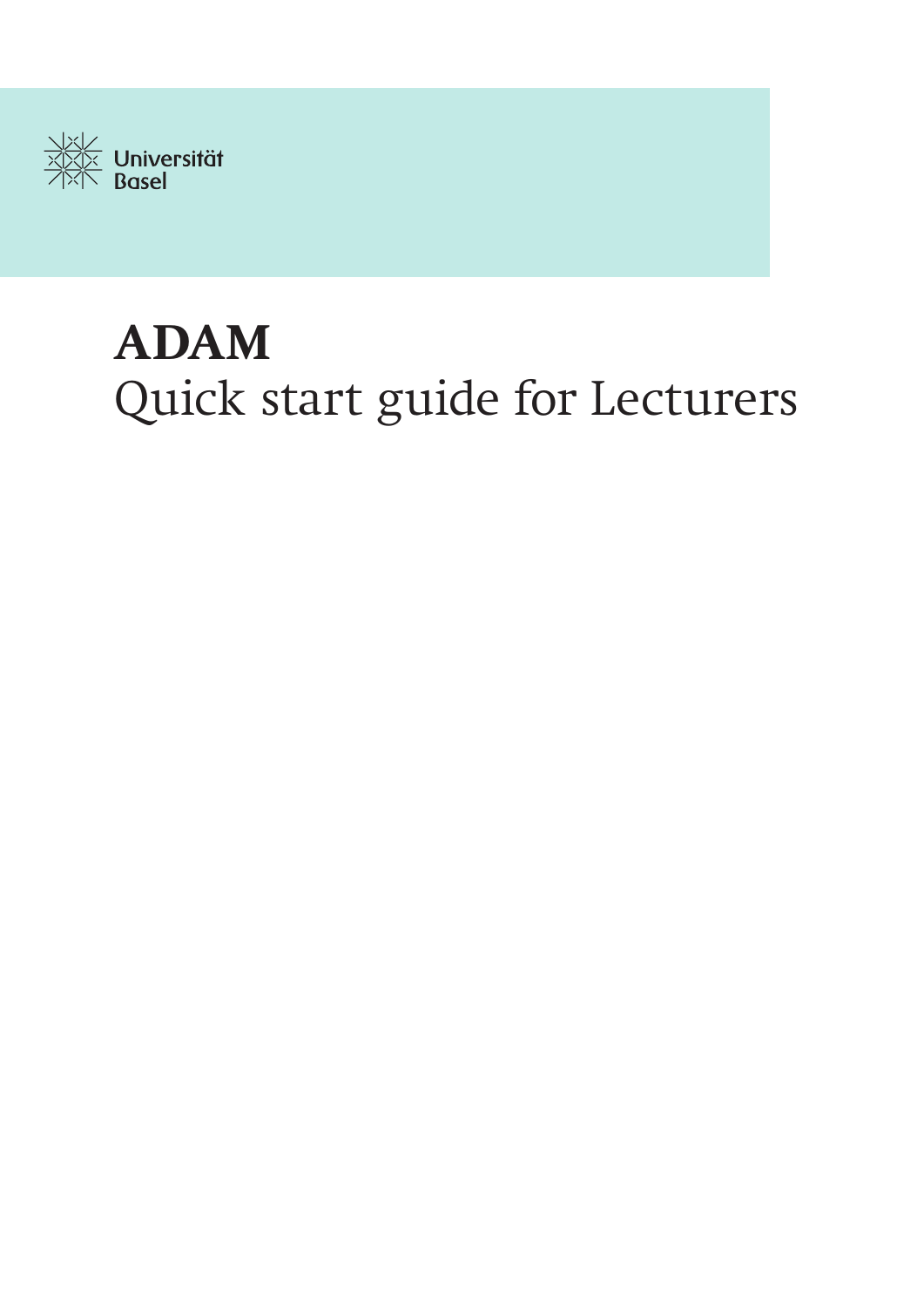Universität Basel

# ADAM
Quick start guide for Lecturers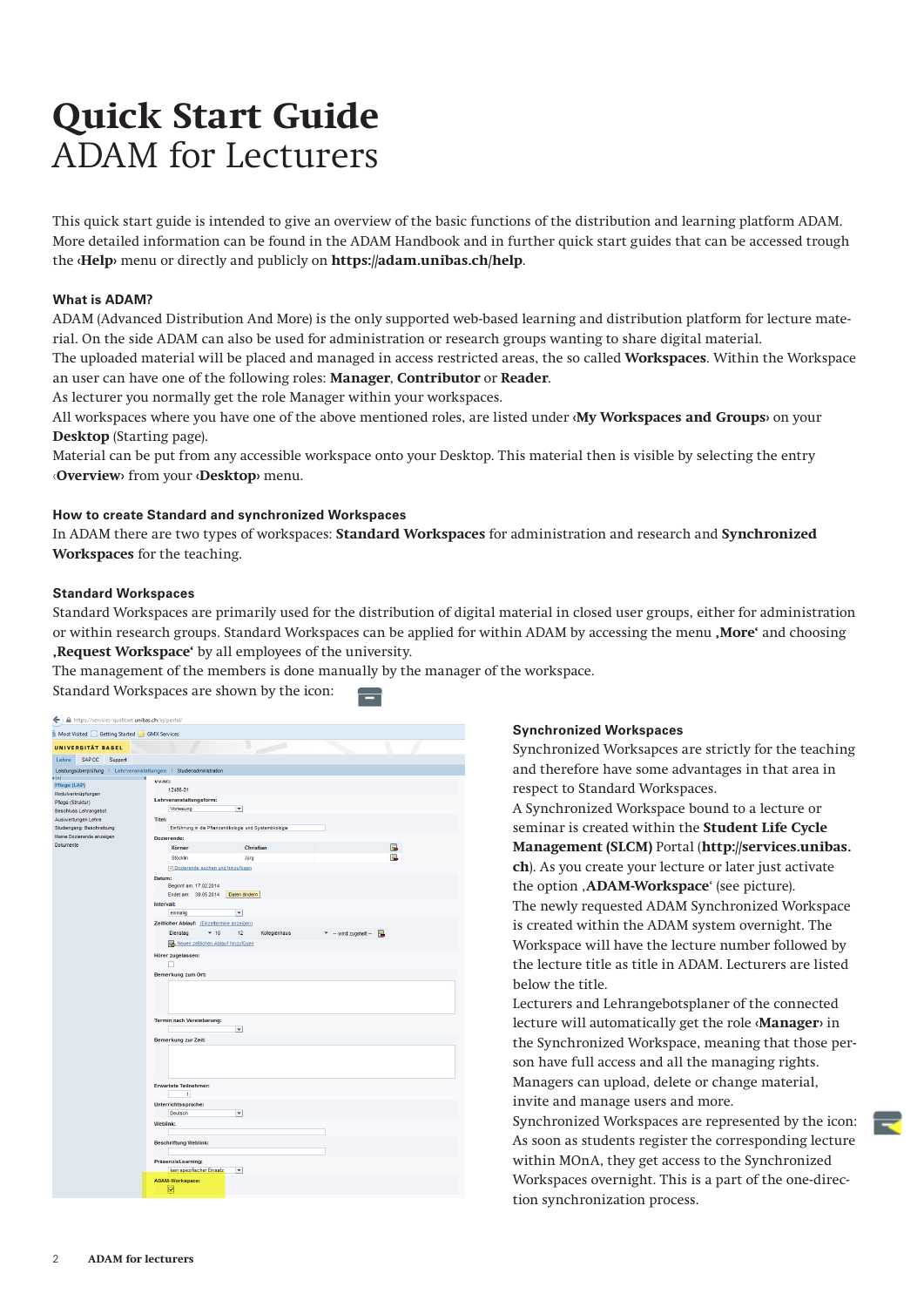# Quick Start Guide
ADAM for Lecturers

This quick start guide is intended to give an overview of the basic functions of the distribution and learning platform ADAM. More detailed information can be found in the ADAM Handbook and in further quick start guides that can be accessed trough the ‹**Help**› menu or directly and publicly on **https://adam.unibas.ch/help**.

### What is ADAM?

ADAM (Advanced Distribution And More) is the only supported web-based learning and distribution platform for lecture material. On the side ADAM can also be used for administration or research groups wanting to share digital material.
The uploaded material will be placed and managed in access restricted areas, the so called **Workspaces**. Within the Workspace an user can have one of the following roles: **Manager**, **Contributor** or **Reader**.
As lecturer you normally get the role Manager within your workspaces.
All workspaces where you have one of the above mentioned roles, are listed under ‹**My Workspaces and Groups**› on your **Desktop** (Starting page).
Material can be put from any accessible workspace onto your Desktop. This material then is visible by selecting the entry ‹**Overview**› from your ‹**Desktop**› menu.

### How to create Standard and synchronized Workspaces

In ADAM there are two types of workspaces: **Standard Workspaces** for administration and research and **Synchronized Workspaces** for the teaching.

### Standard Workspaces

Standard Workspaces are primarily used for the distribution of digital material in closed user groups, either for administration or within research groups. Standard Workspaces can be applied for within ADAM by accessing the menu **‚More‘** and choosing **‚Request Workspace‘** by all employees of the university.
The management of the members is done manually by the manager of the workspace.
Standard Workspaces are shown by the icon:

### Synchronized Workspaces

Synchronized Worksapces are strictly for the teaching and therefore have some advantages in that area in respect to Standard Workspaces.
A Synchronized Workspace bound to a lecture or seminar is created within the **Student Life Cycle Management (SLCM)** Portal (**http://services.unibas.ch**). As you create your lecture or later just activate the option **‚ADAM-Workspace**‘ (see picture).
The newly requested ADAM Synchronized Workspace is created within the ADAM system overnight. The Workspace will have the lecture number followed by the lecture title as title in ADAM. Lecturers are listed below the title.
Lecturers and Lehrangebotsplaner of the connected lecture will automatically get the role ‹**Manager**› in the Synchronized Workspace, meaning that those person have full access and all the managing rights.
Managers can upload, delete or change material, invite and manage users and more.
Synchronized Workspaces are represented by the icon:
As soon as students register the corresponding lecture within MOnA, they get access to the Synchronized Workspaces overnight. This is a part of the one-direction synchronization process.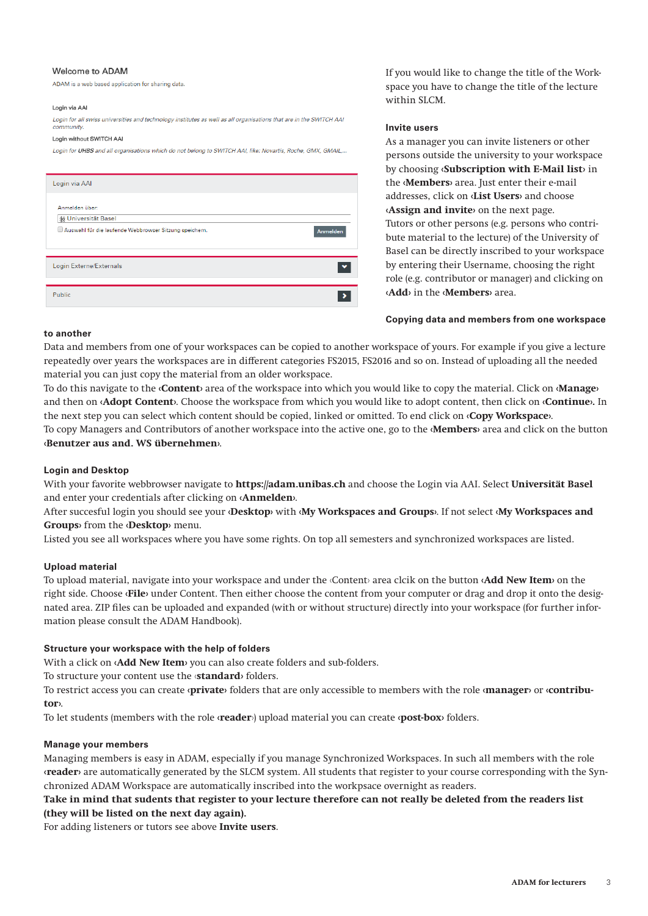Welcome to ADAM

ADAM is a web based application for sharing data.

Login via AAI

*Login for all swiss universities and technology institutes as well as all organisations that are in the SWITCH AAI community.*

Login without SWITCH AAI

*Login for UHBS and all organisations which do not belong to SWITCH AAI, like: Novartis, Roche, GMX, GMAIL,...*

Login via AAI

Anmelden über:

Universität Basel

Auswahl für die laufende Webbrowser Sitzung speichern.

Anmelden

Login Externe/Externals

Public

If you would like to change the title of the Workspace you have to change the title of the lecture within SLCM.

### Invite users

As a manager you can invite listeners or other persons outside the university to your workspace by choosing ‹**Subscription with E-Mail list**› in the ‹**Members**› area. Just enter their e-mail addresses, click on ‹**List Users**› and choose ‹**Assign and invite**› on the next page.
Tutors or other persons (e.g. persons who contribute material to the lecture) of the University of Basel can be directly inscribed to your workspace by entering their Username, choosing the right role (e.g. contributor or manager) and clicking on ‹**Add**› in the ‹**Members**› area.

### Copying data and members from one workspace to another

Data and members from one of your workspaces can be copied to another workspace of yours. For example if you give a lecture repeatedly over years the workspaces are in different categories FS2015, FS2016 and so on. Instead of uploading all the needed material you can just copy the material from an older workspace.
To do this navigate to the ‹**Content**› area of the workspace into which you would like to copy the material. Click on ‹**Manage**› and then on ‹**Adopt Content**›. Choose the workspace from which you would like to adopt content, then click on ‹**Continue**›. In the next step you can select which content should be copied, linked or omitted. To end click on ‹**Copy Workspace**›.
To copy Managers and Contributors of another workspace into the active one, go to the ‹**Members**› area and click on the button ‹**Benutzer aus and. WS übernehmen**›.

### Login and Desktop

With your favorite webbrowser navigate to **https://adam.unibas.ch** and choose the Login via AAI. Select **Universität Basel** and enter your credentials after clicking on ‹**Anmelden**›.
After succesful login you should see your ‹**Desktop**› with ‹**My Workspaces and Groups**›. If not select ‹**My Workspaces and Groups**› from the ‹**Desktop**› menu.
Listed you see all workspaces where you have some rights. On top all semesters and synchronized workspaces are listed.

### Upload material

To upload material, navigate into your workspace and under the ‹Content› area clcik on the button ‹**Add New Item**› on the right side. Choose ‹**File**› under Content. Then either choose the content from your computer or drag and drop it onto the designated area. ZIP files can be uploaded and expanded (with or without structure) directly into your workspace (for further information please consult the ADAM Handbook).

### Structure your workspace with the help of folders

With a click on ‹**Add New Item**› you can also create folders and sub-folders.
To structure your content use the ‹**standard**› folders.
To restrict access you can create ‹**private**› folders that are only accessible to members with the role ‹**manager**› or ‹**contributor**›.
To let students (members with the role ‹**reader**›) upload material you can create ‹**post-box**› folders.

### Manage your members

Managing members is easy in ADAM, especially if you manage Synchronized Workspaces. In such all members with the role ‹**reader**› are automatically generated by the SLCM system. All students that register to your course corresponding with the Synchronized ADAM Workspace are automatically inscribed into the workpsace overnight as readers.
**Take in mind that sudents that register to your lecture therefore can not really be deleted from the readers list (they will be listed on the next day again).**
For adding listeners or tutors see above **Invite users**.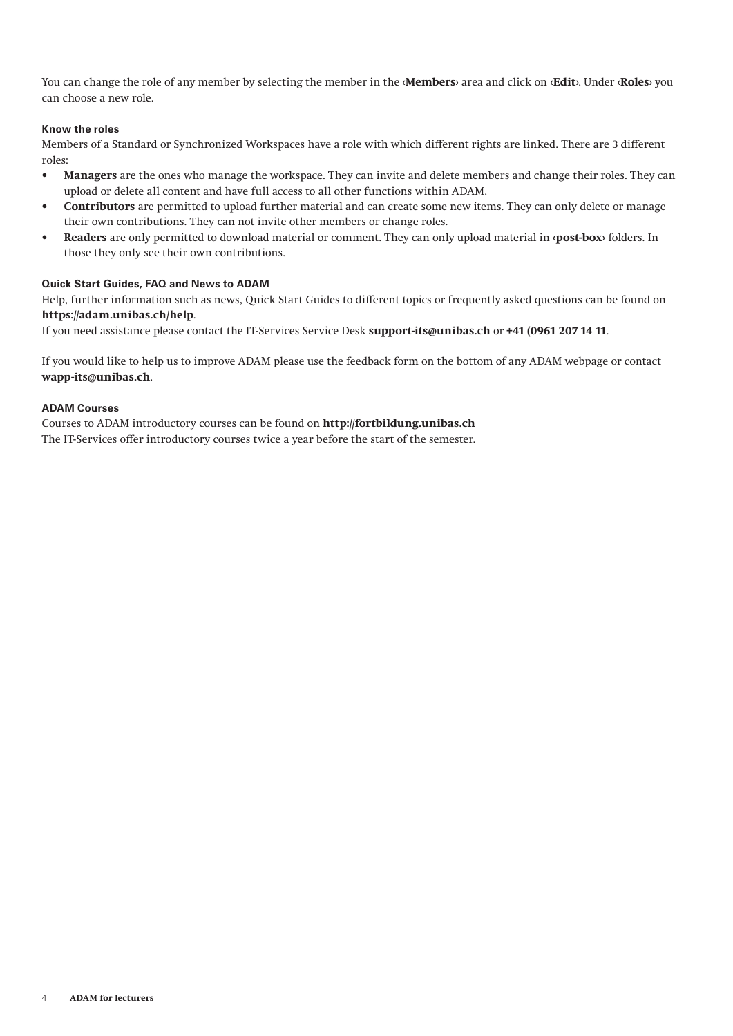You can change the role of any member by selecting the member in the ‹**Members**› area and click on ‹**Edit**›. Under ‹**Roles**› you can choose a new role.

### Know the roles

Members of a Standard or Synchronized Workspaces have a role with which different rights are linked. There are 3 different roles:

- **Managers** are the ones who manage the workspace. They can invite and delete members and change their roles. They can upload or delete all content and have full access to all other functions within ADAM.
- **Contributors** are permitted to upload further material and can create some new items. They can only delete or manage their own contributions. They can not invite other members or change roles.
- **Readers** are only permitted to download material or comment. They can only upload material in ‹**post-box**› folders. In those they only see their own contributions.

### Quick Start Guides, FAQ and News to ADAM

Help, further information such as news, Quick Start Guides to different topics or frequently asked questions can be found on **https://adam.unibas.ch/help**.
If you need assistance please contact the IT-Services Service Desk **support-its@unibas.ch** or **+41 (0961 207 14 11**.

If you would like to help us to improve ADAM please use the feedback form on the bottom of any ADAM webpage or contact **wapp-its@unibas.ch**.

### ADAM Courses

Courses to ADAM introductory courses can be found on **http://fortbildung.unibas.ch**
The IT-Services offer introductory courses twice a year before the start of the semester.